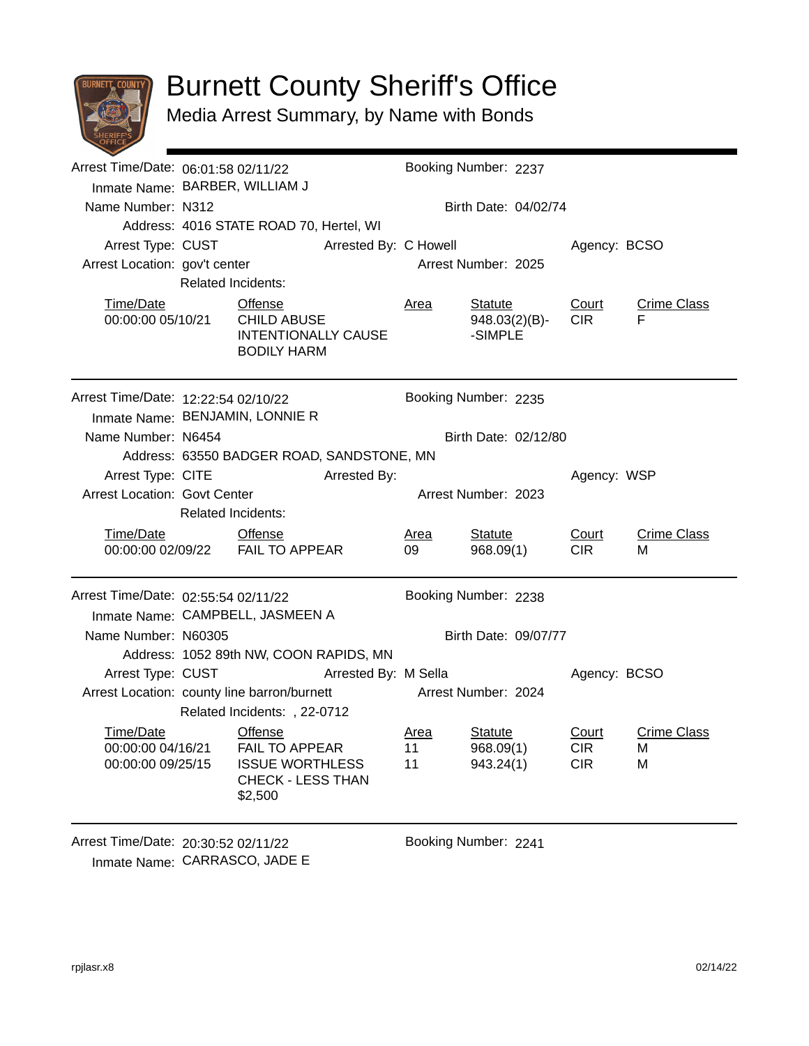# Burnett County Sheriff's Office

## Media Arrest Summary, by Name with Bonds

---

Arrest Time/Date: 06:01:58 02/11/22 Booking Number: 2237
Inmate Name: BARBER, WILLIAM J
Name Number: N312 Birth Date: 04/02/74
Address: 4016 STATE ROAD 70, Hertel, WI
Arrest Type: CUST Arrested By: C Howell Agency: BCSO
Arrest Location: gov't center Arrest Number: 2025
Related Incidents:

| Time/Date | Offense | Area | Statute | Court | Crime Class |
|---|---|---|---|---|---|
| 00:00:00 05/10/21 | CHILD ABUSE INTENTIONALLY CAUSE BODILY HARM | | 948.03(2)(B)--SIMPLE | CIR | F |

---

Arrest Time/Date: 12:22:54 02/10/22 Booking Number: 2235
Inmate Name: BENJAMIN, LONNIE R
Name Number: N6454 Birth Date: 02/12/80
Address: 63550 BADGER ROAD, SANDSTONE, MN
Arrest Type: CITE Arrested By: Agency: WSP
Arrest Location: Govt Center Arrest Number: 2023
Related Incidents:

| Time/Date | Offense | Area | Statute | Court | Crime Class |
|---|---|---|---|---|---|
| 00:00:00 02/09/22 | FAIL TO APPEAR | 09 | 968.09(1) | CIR | M |

---

Arrest Time/Date: 02:55:54 02/11/22 Booking Number: 2238
Inmate Name: CAMPBELL, JASMEEN A
Name Number: N60305 Birth Date: 09/07/77
Address: 1052 89th NW, COON RAPIDS, MN
Arrest Type: CUST Arrested By: M Sella Agency: BCSO
Arrest Location: county line barron/burnett Arrest Number: 2024
Related Incidents: , 22-0712

| Time/Date | Offense | Area | Statute | Court | Crime Class |
|---|---|---|---|---|---|
| 00:00:00 04/16/21 | FAIL TO APPEAR | 11 | 968.09(1) | CIR | M |
| 00:00:00 09/25/15 | ISSUE WORTHLESS CHECK - LESS THAN $2,500 | 11 | 943.24(1) | CIR | M |

---

Arrest Time/Date: 20:30:52 02/11/22 Booking Number: 2241
Inmate Name: CARRASCO, JADE E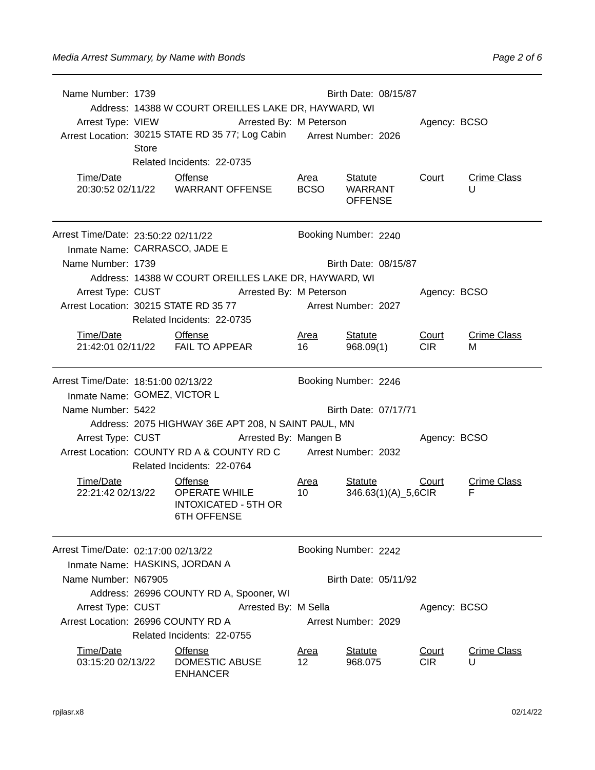Name Number: 1739 Birth Date: 08/15/87

Address: 14388 W COURT OREILLES LAKE DR, HAYWARD, WI

Arrest Type: VIEW Arrested By: M Peterson Agency: BCSO

Arrest Location: 30215 STATE RD 35 77; Log Cabin Store Arrest Number: 2026

Related Incidents: 22-0735

| Time/Date | Offense | Area | Statute | Court | Crime Class |
|---|---|---|---|---|---|
| 20:30:52 02/11/22 | WARRANT OFFENSE | BCSO | WARRANT OFFENSE | | U |

---

Arrest Time/Date: 23:50:22 02/11/22 Booking Number: 2240

Inmate Name: CARRASCO, JADE E

Name Number: 1739 Birth Date: 08/15/87

Address: 14388 W COURT OREILLES LAKE DR, HAYWARD, WI

Arrest Type: CUST Arrested By: M Peterson Agency: BCSO

Arrest Location: 30215 STATE RD 35 77 Arrest Number: 2027

Related Incidents: 22-0735

| Time/Date | Offense | Area | Statute | Court | Crime Class |
|---|---|---|---|---|---|
| 21:42:01 02/11/22 | FAIL TO APPEAR | 16 | 968.09(1) | CIR | M |

---

Arrest Time/Date: 18:51:00 02/13/22 Booking Number: 2246

Inmate Name: GOMEZ, VICTOR L

Name Number: 5422 Birth Date: 07/17/71

Address: 2075 HIGHWAY 36E APT 208, N SAINT PAUL, MN

Arrest Type: CUST Arrested By: Mangen B Agency: BCSO

Arrest Location: COUNTY RD A & COUNTY RD C Arrest Number: 2032

Related Incidents: 22-0764

| Time/Date | Offense | Area | Statute | Court | Crime Class |
|---|---|---|---|---|---|
| 22:21:42 02/13/22 | OPERATE WHILE INTOXICATED - 5TH OR 6TH OFFENSE | 10 | 346.63(1)(A)_5,6 | CIR | F |

---

Arrest Time/Date: 02:17:00 02/13/22 Booking Number: 2242

Inmate Name: HASKINS, JORDAN A

Name Number: N67905 Birth Date: 05/11/92

Address: 26996 COUNTY RD A, Spooner, WI

Arrest Type: CUST Arrested By: M Sella Agency: BCSO

Arrest Location: 26996 COUNTY RD A Arrest Number: 2029

Related Incidents: 22-0755

| Time/Date | Offense | Area | Statute | Court | Crime Class |
|---|---|---|---|---|---|
| 03:15:20 02/13/22 | DOMESTIC ABUSE ENHANCER | 12 | 968.075 | CIR | U |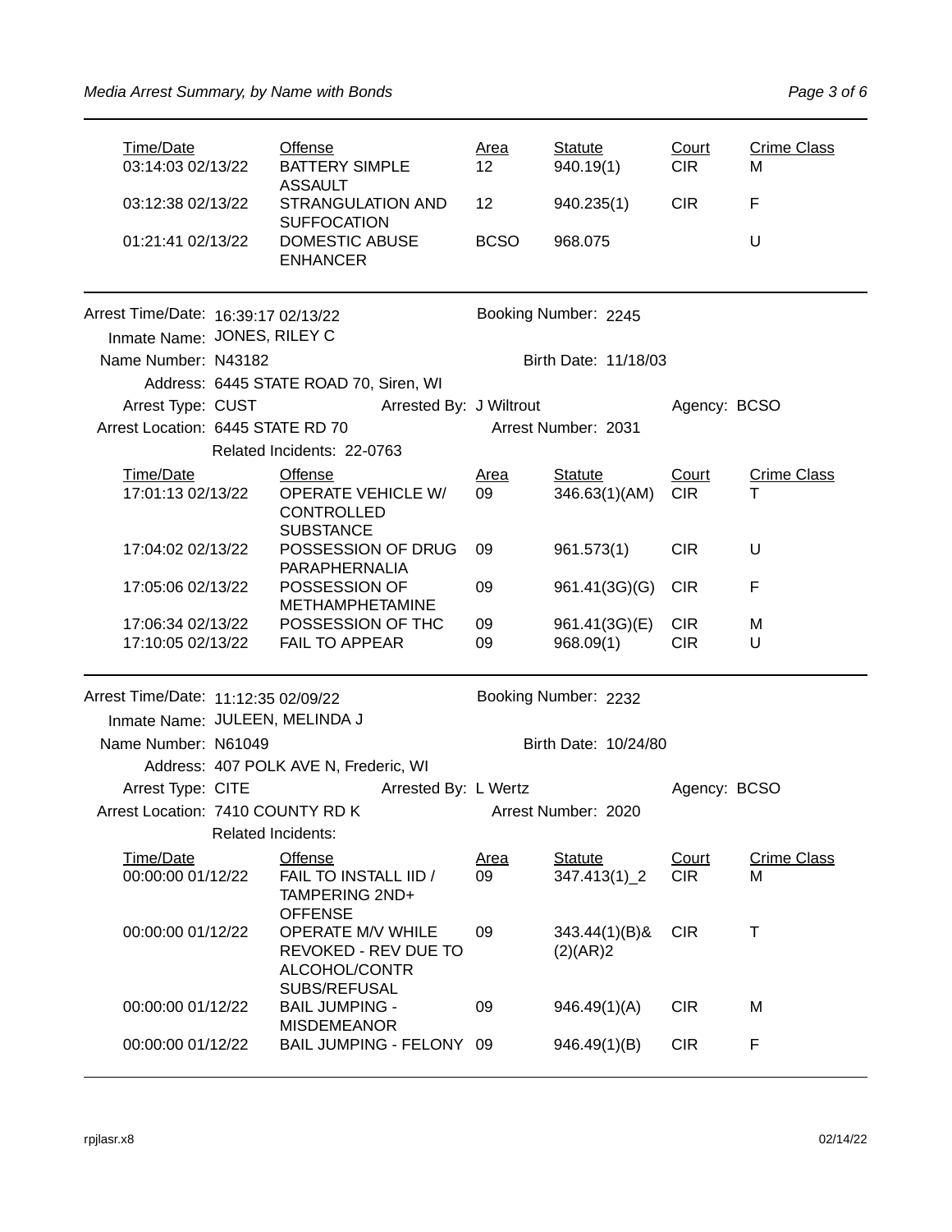| Time/Date | Offense | Area | Statute | Court | Crime Class |
|---|---|---|---|---|---|
| 03:14:03 02/13/22 | BATTERY SIMPLE ASSAULT | 12 | 940.19(1) | CIR | M |
| 03:12:38 02/13/22 | STRANGULATION AND SUFFOCATION | 12 | 940.235(1) | CIR | F |
| 01:21:41 02/13/22 | DOMESTIC ABUSE ENHANCER | BCSO | 968.075 | | U |

---

Arrest Time/Date: 16:39:17 02/13/22    Booking Number: 2245
Inmate Name: JONES, RILEY C
Name Number: N43182    Birth Date: 11/18/03
Address: 6445 STATE ROAD 70, Siren, WI
Arrest Type: CUST    Arrested By: J Wiltrout    Agency: BCSO
Arrest Location: 6445 STATE RD 70    Arrest Number: 2031
Related Incidents: 22-0763

| Time/Date | Offense | Area | Statute | Court | Crime Class |
|---|---|---|---|---|---|
| 17:01:13 02/13/22 | OPERATE VEHICLE W/ CONTROLLED SUBSTANCE | 09 | 346.63(1)(AM) | CIR | T |
| 17:04:02 02/13/22 | POSSESSION OF DRUG PARAPHERNALIA | 09 | 961.573(1) | CIR | U |
| 17:05:06 02/13/22 | POSSESSION OF METHAMPHETAMINE | 09 | 961.41(3G)(G) | CIR | F |
| 17:06:34 02/13/22 | POSSESSION OF THC | 09 | 961.41(3G)(E) | CIR | M |
| 17:10:05 02/13/22 | FAIL TO APPEAR | 09 | 968.09(1) | CIR | U |

---

Arrest Time/Date: 11:12:35 02/09/22    Booking Number: 2232
Inmate Name: JULEEN, MELINDA J
Name Number: N61049    Birth Date: 10/24/80
Address: 407 POLK AVE N, Frederic, WI
Arrest Type: CITE    Arrested By: L Wertz    Agency: BCSO
Arrest Location: 7410 COUNTY RD K    Arrest Number: 2020
Related Incidents:

| Time/Date | Offense | Area | Statute | Court | Crime Class |
|---|---|---|---|---|---|
| 00:00:00 01/12/22 | FAIL TO INSTALL IID / TAMPERING 2ND+ OFFENSE | 09 | 347.413(1)_2 | CIR | M |
| 00:00:00 01/12/22 | OPERATE M/V WHILE REVOKED - REV DUE TO ALCOHOL/CONTR SUBS/REFUSAL | 09 | 343.44(1)(B)&(2)(AR)2 | CIR | T |
| 00:00:00 01/12/22 | BAIL JUMPING - MISDEMEANOR | 09 | 946.49(1)(A) | CIR | M |
| 00:00:00 01/12/22 | BAIL JUMPING - FELONY | 09 | 946.49(1)(B) | CIR | F |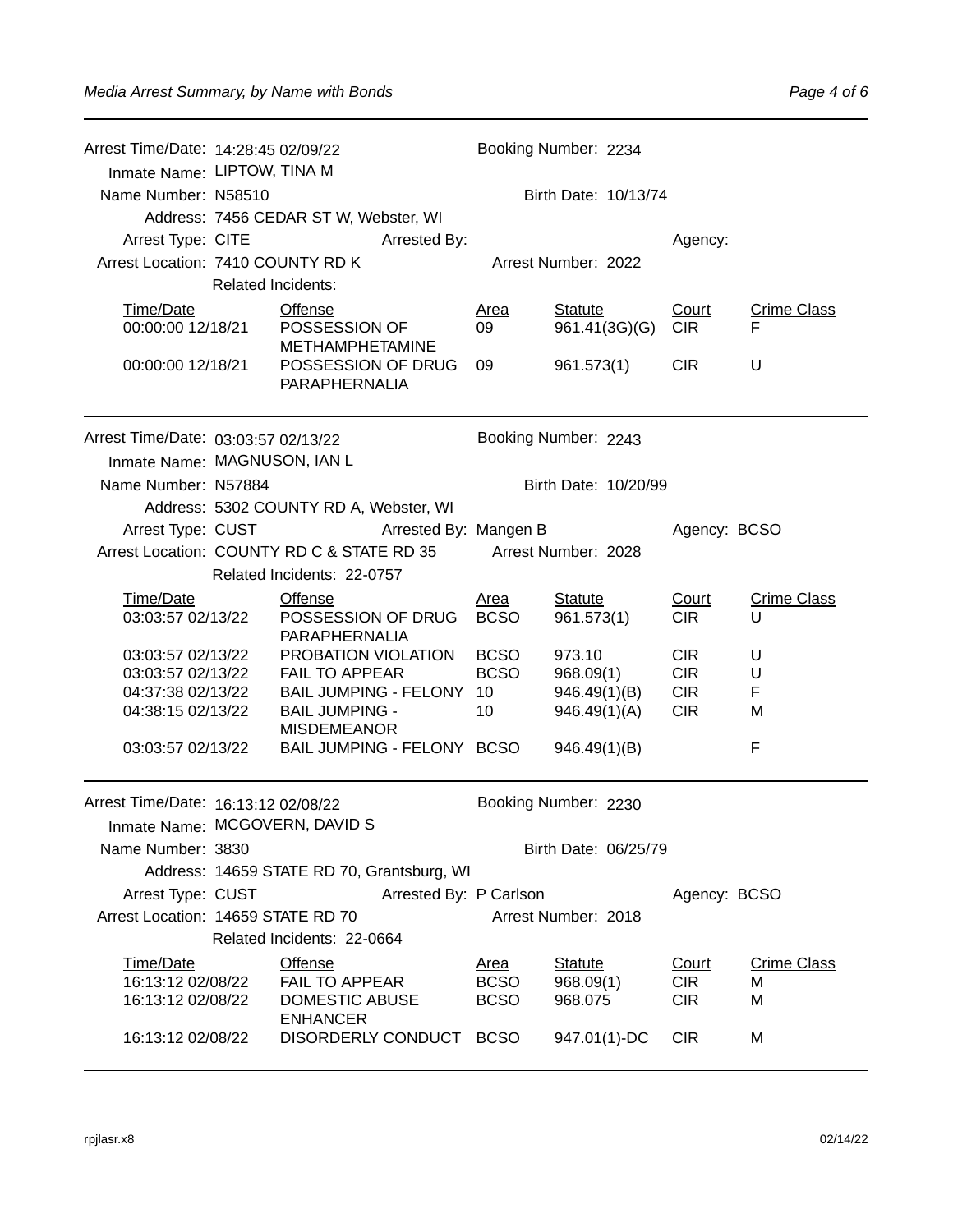Arrest Time/Date: 14:28:45 02/09/22 | Booking Number: 2234

Inmate Name: LIPTOW, TINA M

Name Number: N58510 | Birth Date: 10/13/74

Address: 7456 CEDAR ST W, Webster, WI

Arrest Type: CITE | Arrested By: | Agency:

Arrest Location: 7410 COUNTY RD K | Arrest Number: 2022

Related Incidents:

| Time/Date | Offense | Area | Statute | Court | Crime Class |
|---|---|---|---|---|---|
| 00:00:00 12/18/21 | POSSESSION OF METHAMPHETAMINE | 09 | 961.41(3G)(G) | CIR | F |
| 00:00:00 12/18/21 | POSSESSION OF DRUG PARAPHERNALIA | 09 | 961.573(1) | CIR | U |

---

Arrest Time/Date: 03:03:57 02/13/22 | Booking Number: 2243

Inmate Name: MAGNUSON, IAN L

Name Number: N57884 | Birth Date: 10/20/99

Address: 5302 COUNTY RD A, Webster, WI

Arrest Type: CUST | Arrested By: Mangen B | Agency: BCSO

Arrest Location: COUNTY RD C & STATE RD 35 | Arrest Number: 2028

Related Incidents: 22-0757

| Time/Date | Offense | Area | Statute | Court | Crime Class |
|---|---|---|---|---|---|
| 03:03:57 02/13/22 | POSSESSION OF DRUG PARAPHERNALIA | BCSO | 961.573(1) | CIR | U |
| 03:03:57 02/13/22 | PROBATION VIOLATION | BCSO | 973.10 | CIR | U |
| 03:03:57 02/13/22 | FAIL TO APPEAR | BCSO | 968.09(1) | CIR | U |
| 04:37:38 02/13/22 | BAIL JUMPING - FELONY | 10 | 946.49(1)(B) | CIR | F |
| 04:38:15 02/13/22 | BAIL JUMPING - MISDEMEANOR | 10 | 946.49(1)(A) | CIR | M |
| 03:03:57 02/13/22 | BAIL JUMPING - FELONY | BCSO | 946.49(1)(B) | | F |

---

Arrest Time/Date: 16:13:12 02/08/22 | Booking Number: 2230

Inmate Name: MCGOVERN, DAVID S

Name Number: 3830 | Birth Date: 06/25/79

Address: 14659 STATE RD 70, Grantsburg, WI

Arrest Type: CUST | Arrested By: P Carlson | Agency: BCSO

Arrest Location: 14659 STATE RD 70 | Arrest Number: 2018

Related Incidents: 22-0664

| Time/Date | Offense | Area | Statute | Court | Crime Class |
|---|---|---|---|---|---|
| 16:13:12 02/08/22 | FAIL TO APPEAR | BCSO | 968.09(1) | CIR | M |
| 16:13:12 02/08/22 | DOMESTIC ABUSE ENHANCER | BCSO | 968.075 | CIR | M |
| 16:13:12 02/08/22 | DISORDERLY CONDUCT | BCSO | 947.01(1)-DC | CIR | M |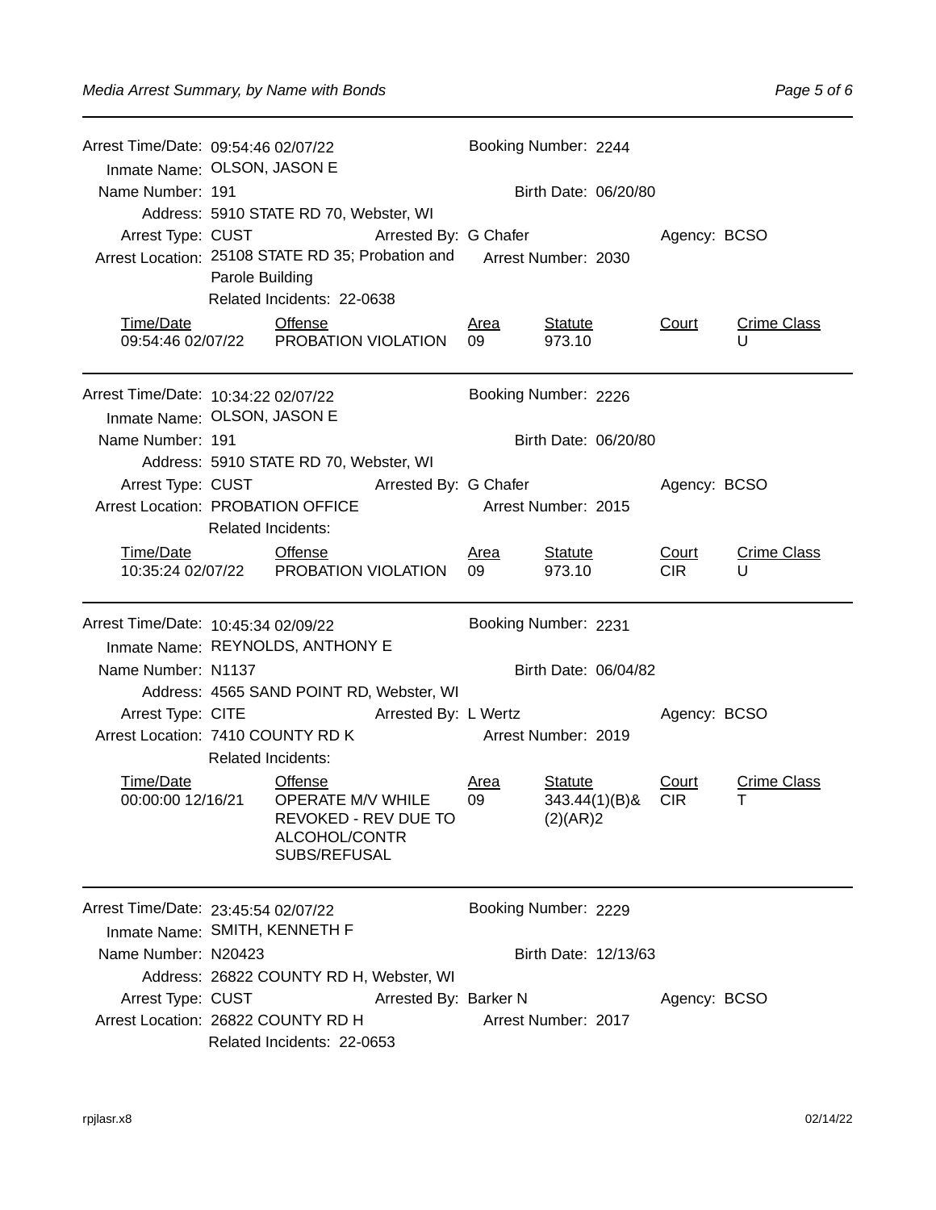Arrest Time/Date: 09:54:46 02/07/22
Booking Number: 2244
Inmate Name: OLSON, JASON E
Name Number: 191
Birth Date: 06/20/80
Address: 5910 STATE RD 70, Webster, WI
Arrest Type: CUST
Arrested By: G Chafer
Agency: BCSO
Arrest Location: 25108 STATE RD 35; Probation and Parole Building
Arrest Number: 2030
Related Incidents: 22-0638

| Time/Date | Offense | Area | Statute | Court | Crime Class |
|---|---|---|---|---|---|
| 09:54:46 02/07/22 | PROBATION VIOLATION | 09 | 973.10 | | U |

---

Arrest Time/Date: 10:34:22 02/07/22
Booking Number: 2226
Inmate Name: OLSON, JASON E
Name Number: 191
Birth Date: 06/20/80
Address: 5910 STATE RD 70, Webster, WI
Arrest Type: CUST
Arrested By: G Chafer
Agency: BCSO
Arrest Location: PROBATION OFFICE
Arrest Number: 2015
Related Incidents:

| Time/Date | Offense | Area | Statute | Court | Crime Class |
|---|---|---|---|---|---|
| 10:35:24 02/07/22 | PROBATION VIOLATION | 09 | 973.10 | CIR | U |

---

Arrest Time/Date: 10:45:34 02/09/22
Booking Number: 2231
Inmate Name: REYNOLDS, ANTHONY E
Name Number: N1137
Birth Date: 06/04/82
Address: 4565 SAND POINT RD, Webster, WI
Arrest Type: CITE
Arrested By: L Wertz
Agency: BCSO
Arrest Location: 7410 COUNTY RD K
Arrest Number: 2019
Related Incidents:

| Time/Date | Offense | Area | Statute | Court | Crime Class |
|---|---|---|---|---|---|
| 00:00:00 12/16/21 | OPERATE M/V WHILE REVOKED - REV DUE TO ALCOHOL/CONTR SUBS/REFUSAL | 09 | 343.44(1)(B)& (2)(AR)2 | CIR | T |

---

Arrest Time/Date: 23:45:54 02/07/22
Booking Number: 2229
Inmate Name: SMITH, KENNETH F
Name Number: N20423
Birth Date: 12/13/63
Address: 26822 COUNTY RD H, Webster, WI
Arrest Type: CUST
Arrested By: Barker N
Agency: BCSO
Arrest Location: 26822 COUNTY RD H
Arrest Number: 2017
Related Incidents: 22-0653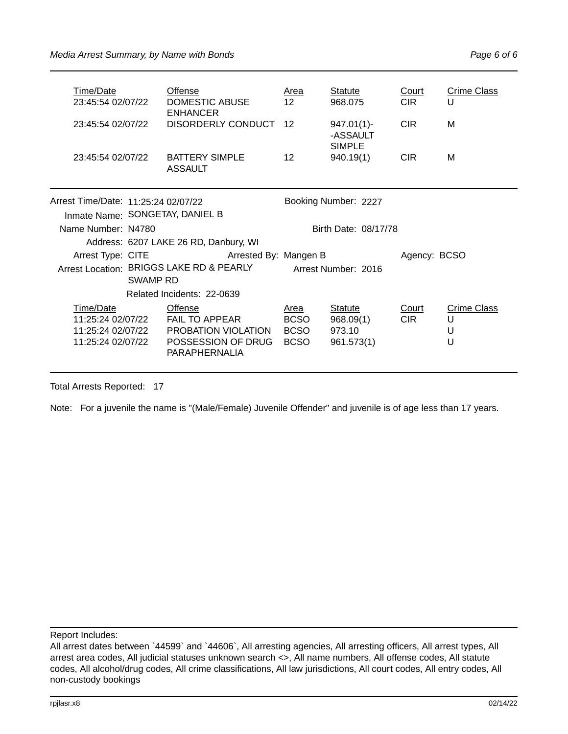| Time/Date | Offense | Area | Statute | Court | Crime Class |
|---|---|---|---|---|---|
| 23:45:54 02/07/22 | DOMESTIC ABUSE ENHANCER | 12 | 968.075 | CIR | U |
| 23:45:54 02/07/22 | DISORDERLY CONDUCT | 12 | 947.01(1)--ASSAULT SIMPLE | CIR | M |
| 23:45:54 02/07/22 | BATTERY SIMPLE ASSAULT | 12 | 940.19(1) | CIR | M |

Arrest Time/Date: 11:25:24 02/07/22　　Booking Number: 2227

Inmate Name: SONGETAY, DANIEL B

Name Number: N4780　　Birth Date: 08/17/78

Address: 6207 LAKE 26 RD, Danbury, WI

Arrest Type: CITE　　Arrested By: Mangen B　　Agency: BCSO

Arrest Location: BRIGGS LAKE RD & PEARLY SWAMP RD　　Arrest Number: 2016

Related Incidents: 22-0639

| Time/Date | Offense | Area | Statute | Court | Crime Class |
|---|---|---|---|---|---|
| 11:25:24 02/07/22 | FAIL TO APPEAR | BCSO | 968.09(1) | CIR | U |
| 11:25:24 02/07/22 | PROBATION VIOLATION | BCSO | 973.10 | | U |
| 11:25:24 02/07/22 | POSSESSION OF DRUG PARAPHERNALIA | BCSO | 961.573(1) | | U |

Total Arrests Reported: 17

Note: For a juvenile the name is "(Male/Female) Juvenile Offender" and juvenile is of age less than 17 years.

Report Includes:

All arrest dates between `44599` and `44606`, All arresting agencies, All arresting officers, All arrest types, All arrest area codes, All judicial statuses unknown search <>, All name numbers, All offense codes, All statute codes, All alcohol/drug codes, All crime classifications, All law jurisdictions, All court codes, All entry codes, All non-custody bookings